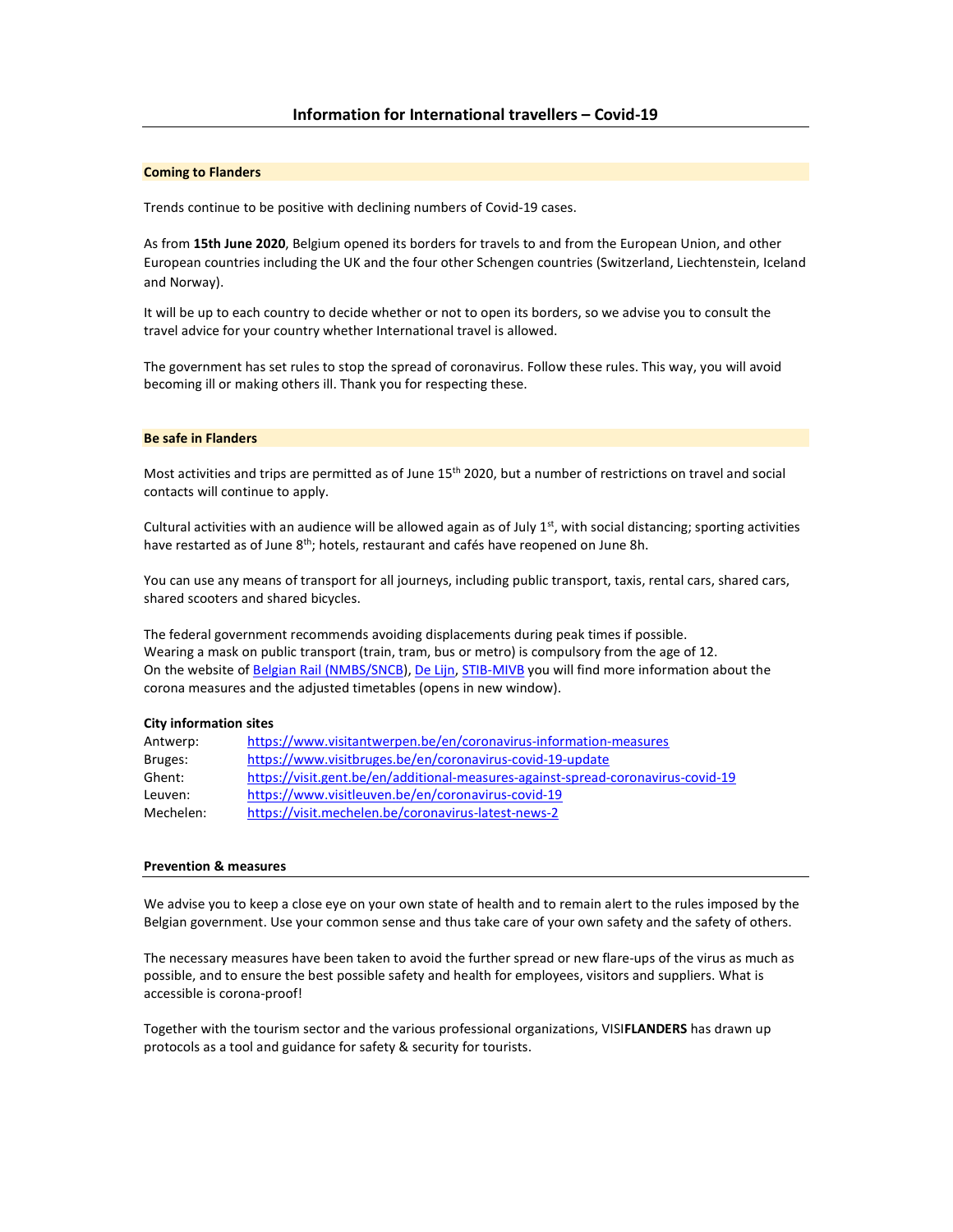# Information for International travellers – Covid-19

## Coming to Flanders

Trends continue to be positive with declining numbers of Covid-19 cases.

As from **15th June 2020**, Belgium opened its borders for travels to and from the European Union, and other European countries including the UK and the four other Schengen countries (Switzerland, Liechtenstein, Iceland and Norway).

It will be up to each country to decide whether or not to open its borders, so we advise you to consult the travel advice for your country whether International travel is allowed.

The government has set rules to stop the spread of coronavirus. Follow these rules. This way, you will avoid becoming ill or making others ill. Thank you for respecting these.

## Be safe in Flanders

Most activities and trips are permitted as of June 15th 2020, but a number of restrictions on travel and social contacts will continue to apply.

Cultural activities with an audience will be allowed again as of July 1st, with social distancing; sporting activities have restarted as of June 8th; hotels, restaurant and cafés have reopened on June 8h.

You can use any means of transport for all journeys, including public transport, taxis, rental cars, shared cars, shared scooters and shared bicycles.

The federal government recommends avoiding displacements during peak times if possible.
Wearing a mask on public transport (train, tram, bus or metro) is compulsory from the age of 12.
On the website of Belgian Rail (NMBS/SNCB), De Lijn, STIB-MIVB you will find more information about the corona measures and the adjusted timetables (opens in new window).

**City information sites**

| | |
|---|---|
| Antwerp: | https://www.visitantwerpen.be/en/coronavirus-information-measures |
| Bruges: | https://www.visitbruges.be/en/coronavirus-covid-19-update |
| Ghent: | https://visit.gent.be/en/additional-measures-against-spread-coronavirus-covid-19 |
| Leuven: | https://www.visitleuven.be/en/coronavirus-covid-19 |
| Mechelen: | https://visit.mechelen.be/coronavirus-latest-news-2 |

### Prevention & measures

We advise you to keep a close eye on your own state of health and to remain alert to the rules imposed by the Belgian government. Use your common sense and thus take care of your own safety and the safety of others.

The necessary measures have been taken to avoid the further spread or new flare-ups of the virus as much as possible, and to ensure the best possible safety and health for employees, visitors and suppliers. What is accessible is corona-proof!

Together with the tourism sector and the various professional organizations, VISI**FLANDERS** has drawn up protocols as a tool and guidance for safety & security for tourists.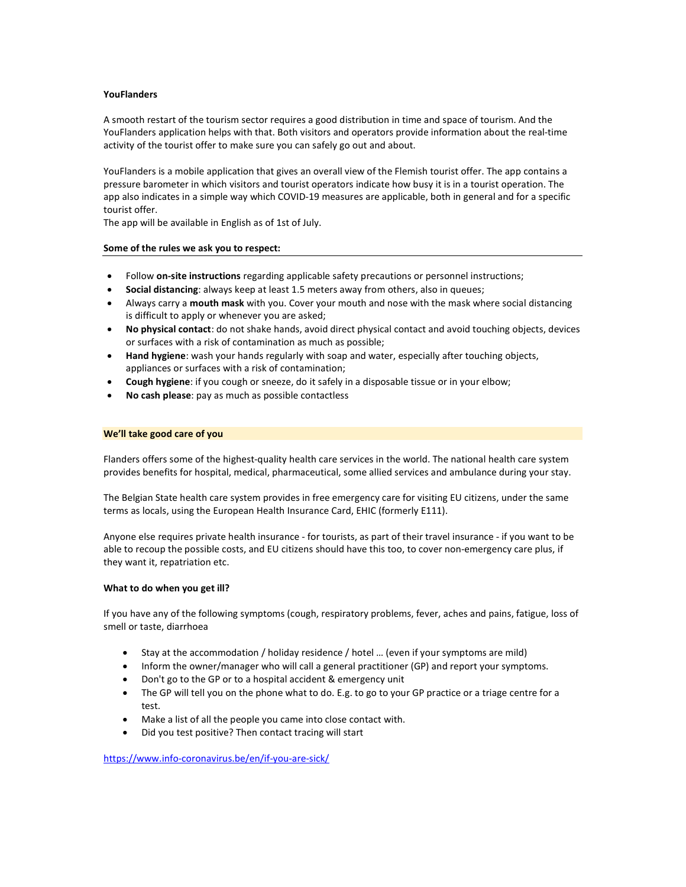**YouFlanders**

A smooth restart of the tourism sector requires a good distribution in time and space of tourism. And the YouFlanders application helps with that. Both visitors and operators provide information about the real-time activity of the tourist offer to make sure you can safely go out and about.

YouFlanders is a mobile application that gives an overall view of the Flemish tourist offer. The app contains a pressure barometer in which visitors and tourist operators indicate how busy it is in a tourist operation. The app also indicates in a simple way which COVID-19 measures are applicable, both in general and for a specific tourist offer.
The app will be available in English as of 1st of July.

**Some of the rules we ask you to respect:**

- Follow **on-site instructions** regarding applicable safety precautions or personnel instructions;
- **Social distancing**: always keep at least 1.5 meters away from others, also in queues;
- Always carry a **mouth mask** with you. Cover your mouth and nose with the mask where social distancing is difficult to apply or whenever you are asked;
- **No physical contact**: do not shake hands, avoid direct physical contact and avoid touching objects, devices or surfaces with a risk of contamination as much as possible;
- **Hand hygiene**: wash your hands regularly with soap and water, especially after touching objects, appliances or surfaces with a risk of contamination;
- **Cough hygiene**: if you cough or sneeze, do it safely in a disposable tissue or in your elbow;
- **No cash please**: pay as much as possible contactless

**We'll take good care of you**

Flanders offers some of the highest-quality health care services in the world. The national health care system provides benefits for hospital, medical, pharmaceutical, some allied services and ambulance during your stay.

The Belgian State health care system provides in free emergency care for visiting EU citizens, under the same terms as locals, using the European Health Insurance Card, EHIC (formerly E111).

Anyone else requires private health insurance - for tourists, as part of their travel insurance - if you want to be able to recoup the possible costs, and EU citizens should have this too, to cover non-emergency care plus, if they want it, repatriation etc.

**What to do when you get ill?**

If you have any of the following symptoms (cough, respiratory problems, fever, aches and pains, fatigue, loss of smell or taste, diarrhoea

- Stay at the accommodation / holiday residence / hotel … (even if your symptoms are mild)
- Inform the owner/manager who will call a general practitioner (GP) and report your symptoms.
- Don't go to the GP or to a hospital accident & emergency unit
- The GP will tell you on the phone what to do. E.g. to go to your GP practice or a triage centre for a test.
- Make a list of all the people you came into close contact with.
- Did you test positive? Then contact tracing will start

https://www.info-coronavirus.be/en/if-you-are-sick/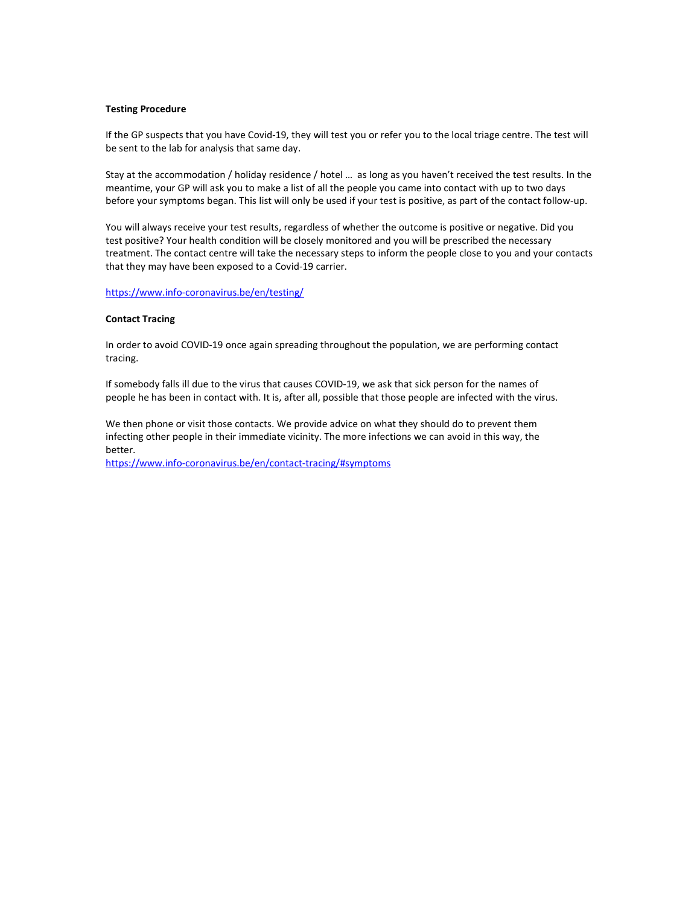**Testing Procedure**

If the GP suspects that you have Covid-19, they will test you or refer you to the local triage centre. The test will be sent to the lab for analysis that same day.

Stay at the accommodation / holiday residence / hotel … as long as you haven't received the test results. In the meantime, your GP will ask you to make a list of all the people you came into contact with up to two days before your symptoms began. This list will only be used if your test is positive, as part of the contact follow-up.

You will always receive your test results, regardless of whether the outcome is positive or negative. Did you test positive? Your health condition will be closely monitored and you will be prescribed the necessary treatment. The contact centre will take the necessary steps to inform the people close to you and your contacts that they may have been exposed to a Covid-19 carrier.

https://www.info-coronavirus.be/en/testing/

**Contact Tracing**

In order to avoid COVID-19 once again spreading throughout the population, we are performing contact tracing.

If somebody falls ill due to the virus that causes COVID-19, we ask that sick person for the names of people he has been in contact with. It is, after all, possible that those people are infected with the virus.

We then phone or visit those contacts. We provide advice on what they should do to prevent them infecting other people in their immediate vicinity. The more infections we can avoid in this way, the better.
https://www.info-coronavirus.be/en/contact-tracing/#symptoms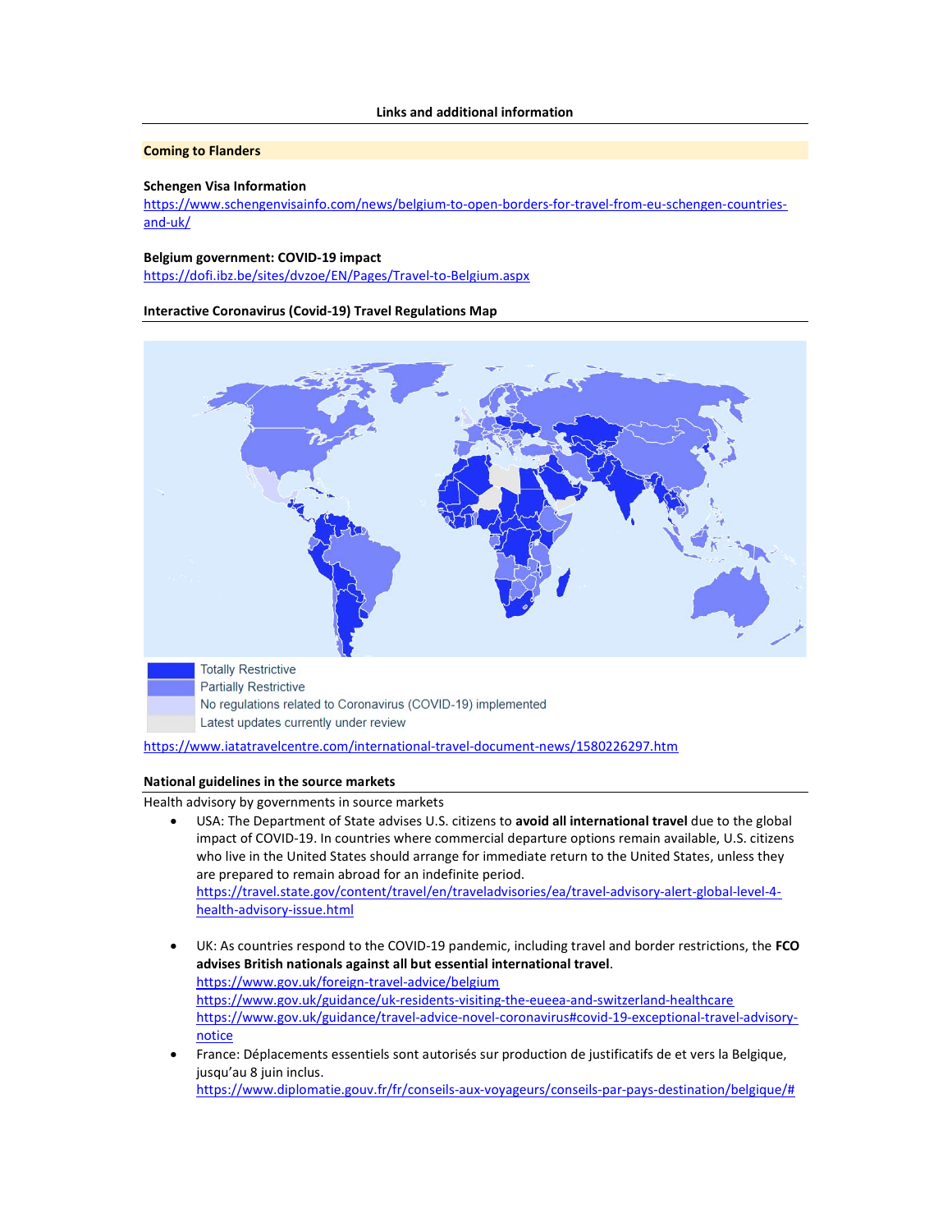## Links and additional information

### Coming to Flanders

**Schengen Visa Information**
https://www.schengenvisainfo.com/news/belgium-to-open-borders-for-travel-from-eu-schengen-countries-and-uk/

**Belgium government: COVID-19 impact**
https://dofi.ibz.be/sites/dvzoe/EN/Pages/Travel-to-Belgium.aspx

**Interactive Coronavirus (Covid-19) Travel Regulations Map**

Totally Restrictive
Partially Restrictive
No regulations related to Coronavirus (COVID-19) implemented
Latest updates currently under review

https://www.iatatravelcentre.com/international-travel-document-news/1580226297.htm

**National guidelines in the source markets**

Health advisory by governments in source markets

- USA: The Department of State advises U.S. citizens to **avoid all international travel** due to the global impact of COVID-19. In countries where commercial departure options remain available, U.S. citizens who live in the United States should arrange for immediate return to the United States, unless they are prepared to remain abroad for an indefinite period.
  https://travel.state.gov/content/travel/en/traveladvisories/ea/travel-advisory-alert-global-level-4-health-advisory-issue.html
- UK: As countries respond to the COVID-19 pandemic, including travel and border restrictions, the **FCO advises British nationals against all but essential international travel**.
  https://www.gov.uk/foreign-travel-advice/belgium
  https://www.gov.uk/guidance/uk-residents-visiting-the-eueea-and-switzerland-healthcare
  https://www.gov.uk/guidance/travel-advice-novel-coronavirus#covid-19-exceptional-travel-advisory-notice
- France: Déplacements essentiels sont autorisés sur production de justificatifs de et vers la Belgique, jusqu'au 8 juin inclus.
  https://www.diplomatie.gouv.fr/fr/conseils-aux-voyageurs/conseils-par-pays-destination/belgique/#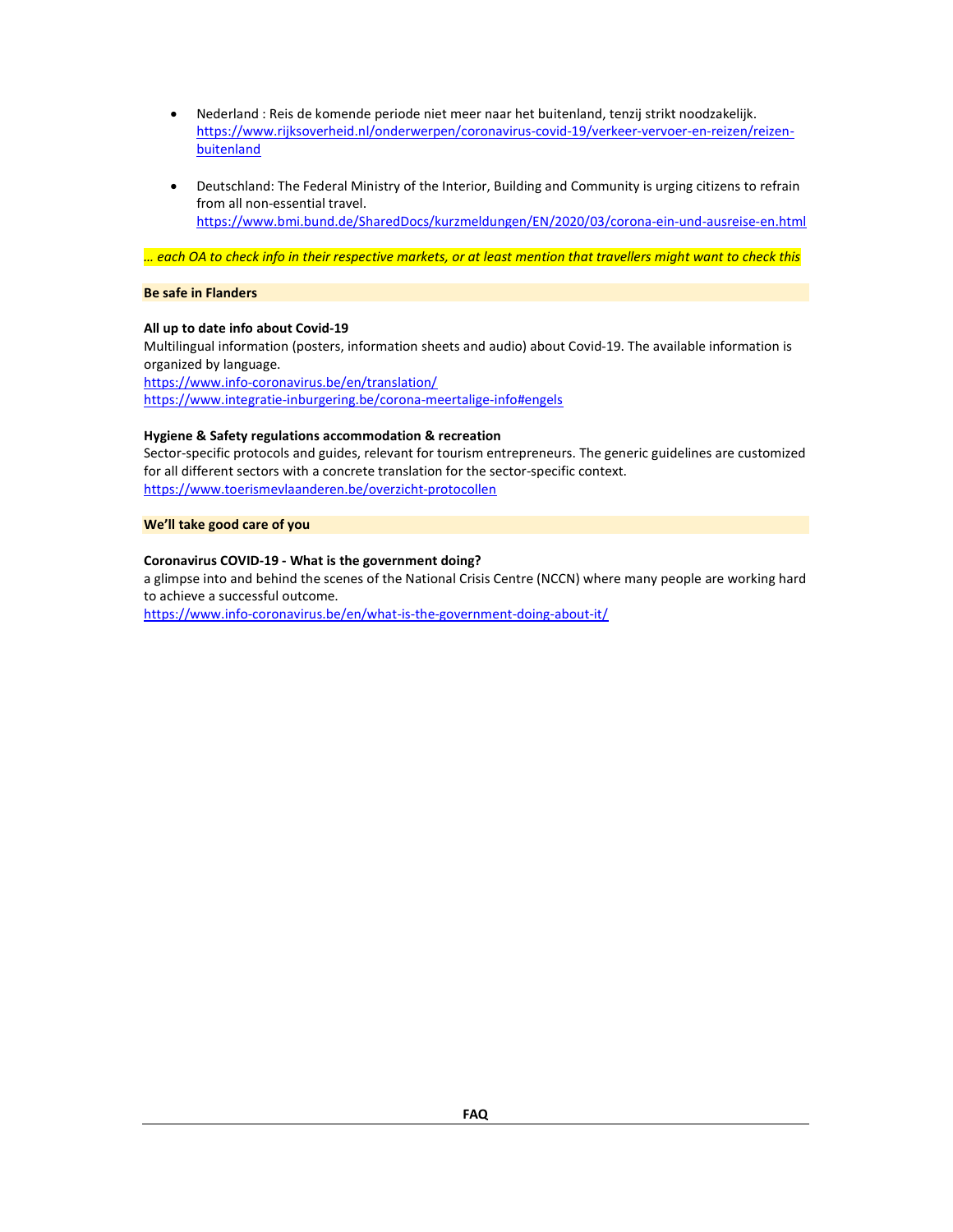- Nederland : Reis de komende periode niet meer naar het buitenland, tenzij strikt noodzakelijk. https://www.rijksoverheid.nl/onderwerpen/coronavirus-covid-19/verkeer-vervoer-en-reizen/reizen-buitenland

- Deutschland: The Federal Ministry of the Interior, Building and Community is urging citizens to refrain from all non-essential travel. https://www.bmi.bund.de/SharedDocs/kurzmeldungen/EN/2020/03/corona-ein-und-ausreise-en.html

*… each OA to check info in their respective markets, or at least mention that travellers might want to check this*

**Be safe in Flanders**

**All up to date info about Covid-19**
Multilingual information (posters, information sheets and audio) about Covid-19. The available information is organized by language.
https://www.info-coronavirus.be/en/translation/
https://www.integratie-inburgering.be/corona-meertalige-info#engels

**Hygiene & Safety regulations accommodation & recreation**
Sector-specific protocols and guides, relevant for tourism entrepreneurs. The generic guidelines are customized for all different sectors with a concrete translation for the sector-specific context.
https://www.toerismevlaanderen.be/overzicht-protocollen

**We'll take good care of you**

**Coronavirus COVID-19 - What is the government doing?**
a glimpse into and behind the scenes of the National Crisis Centre (NCCN) where many people are working hard to achieve a successful outcome.
https://www.info-coronavirus.be/en/what-is-the-government-doing-about-it/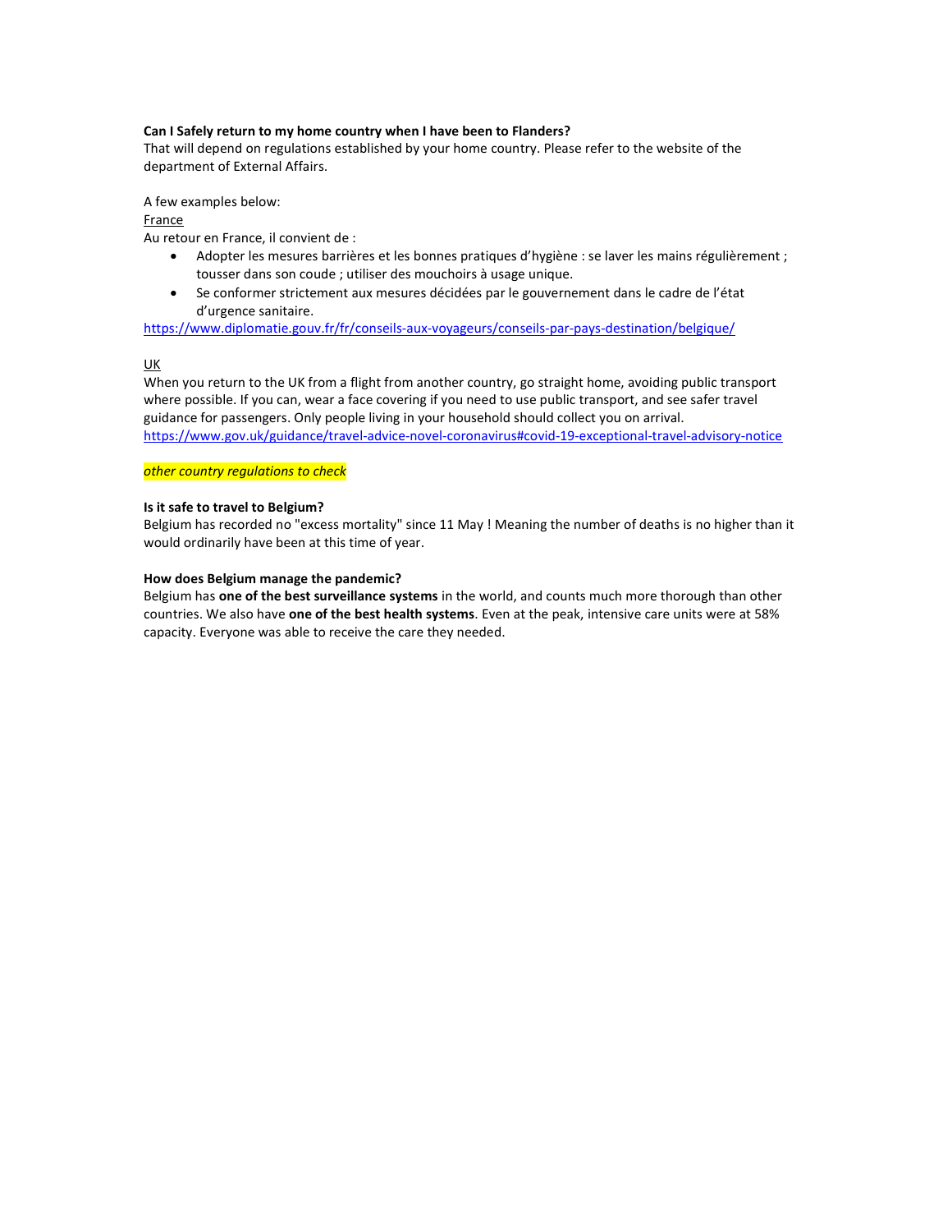**Can I Safely return to my home country when I have been to Flanders?**
That will depend on regulations established by your home country. Please refer to the website of the department of External Affairs.

A few examples below:

France

Au retour en France, il convient de :

- Adopter les mesures barrières et les bonnes pratiques d'hygiène : se laver les mains régulièrement ; tousser dans son coude ; utiliser des mouchoirs à usage unique.
- Se conformer strictement aux mesures décidées par le gouvernement dans le cadre de l'état d'urgence sanitaire.

https://www.diplomatie.gouv.fr/fr/conseils-aux-voyageurs/conseils-par-pays-destination/belgique/

UK

When you return to the UK from a flight from another country, go straight home, avoiding public transport where possible. If you can, wear a face covering if you need to use public transport, and see safer travel guidance for passengers. Only people living in your household should collect you on arrival.
https://www.gov.uk/guidance/travel-advice-novel-coronavirus#covid-19-exceptional-travel-advisory-notice

*other country regulations to check*

**Is it safe to travel to Belgium?**
Belgium has recorded no "excess mortality" since 11 May ! Meaning the number of deaths is no higher than it would ordinarily have been at this time of year.

**How does Belgium manage the pandemic?**
Belgium has **one of the best surveillance systems** in the world, and counts much more thorough than other countries. We also have **one of the best health systems**. Even at the peak, intensive care units were at 58% capacity. Everyone was able to receive the care they needed.